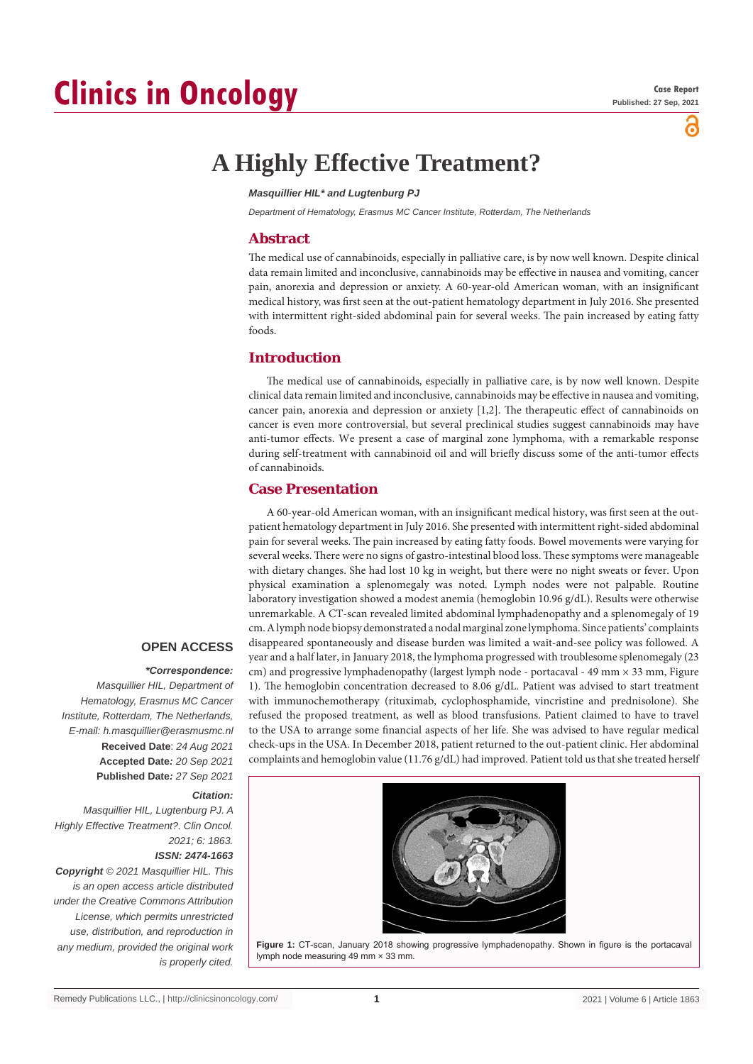# A Highly Effective Treatment?

***Masquillier HIL\* and Lugtenburg PJ***

*Department of Hematology, Erasmus MC Cancer Institute, Rotterdam, The Netherlands*

## Abstract

The medical use of cannabinoids, especially in palliative care, is by now well known. Despite clinical data remain limited and inconclusive, cannabinoids may be effective in nausea and vomiting, cancer pain, anorexia and depression or anxiety. A 60-year-old American woman, with an insignificant medical history, was first seen at the out-patient hematology department in July 2016. She presented with intermittent right-sided abdominal pain for several weeks. The pain increased by eating fatty foods.

**OPEN ACCESS**

***\*Correspondence:***
*Masquillier HIL, Department of Hematology, Erasmus MC Cancer Institute, Rotterdam, The Netherlands, E-mail: h.masquillier@erasmusmc.nl*

**Received Date**: *24 Aug 2021*
**Accepted Date:** *20 Sep 2021*
**Published Date:** *27 Sep 2021*

***Citation:***
*Masquillier HIL, Lugtenburg PJ. A Highly Effective Treatment?. Clin Oncol. 2021; 6: 1863.*

***ISSN: 2474-1663***

***Copyright** © 2021 Masquillier HIL. This is an open access article distributed under the Creative Commons Attribution License, which permits unrestricted use, distribution, and reproduction in any medium, provided the original work is properly cited.*

## Introduction

The medical use of cannabinoids, especially in palliative care, is by now well known. Despite clinical data remain limited and inconclusive, cannabinoids may be effective in nausea and vomiting, cancer pain, anorexia and depression or anxiety [1,2]. The therapeutic effect of cannabinoids on cancer is even more controversial, but several preclinical studies suggest cannabinoids may have anti-tumor effects. We present a case of marginal zone lymphoma, with a remarkable response during self-treatment with cannabinoid oil and will briefly discuss some of the anti-tumor effects of cannabinoids.

## Case Presentation

A 60-year-old American woman, with an insignificant medical history, was first seen at the out-patient hematology department in July 2016. She presented with intermittent right-sided abdominal pain for several weeks. The pain increased by eating fatty foods. Bowel movements were varying for several weeks. There were no signs of gastro-intestinal blood loss. These symptoms were manageable with dietary changes. She had lost 10 kg in weight, but there were no night sweats or fever. Upon physical examination a splenomegaly was noted. Lymph nodes were not palpable. Routine laboratory investigation showed a modest anemia (hemoglobin 10.96 g/dL). Results were otherwise unremarkable. A CT-scan revealed limited abdominal lymphadenopathy and a splenomegaly of 19 cm. A lymph node biopsy demonstrated a nodal marginal zone lymphoma. Since patients' complaints disappeared spontaneously and disease burden was limited a wait-and-see policy was followed. A year and a half later, in January 2018, the lymphoma progressed with troublesome splenomegaly (23 cm) and progressive lymphadenopathy (largest lymph node - portacaval - 49 mm × 33 mm, Figure 1). The hemoglobin concentration decreased to 8.06 g/dL. Patient was advised to start treatment with immunochemotherapy (rituximab, cyclophosphamide, vincristine and prednisolone). She refused the proposed treatment, as well as blood transfusions. Patient claimed to have to travel to the USA to arrange some financial aspects of her life. She was advised to have regular medical check-ups in the USA. In December 2018, patient returned to the out-patient clinic. Her abdominal complaints and hemoglobin value (11.76 g/dL) had improved. Patient told us that she treated herself

**Figure 1:** CT-scan, January 2018 showing progressive lymphadenopathy. Shown in figure is the portacaval lymph node measuring 49 mm × 33 mm.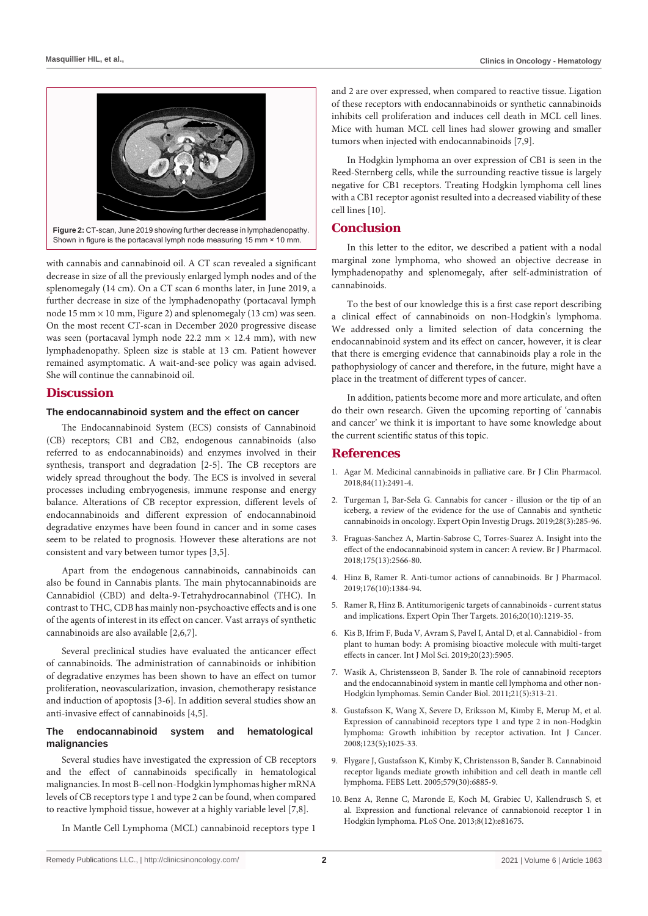**Figure 2:** CT-scan, June 2019 showing further decrease in lymphadenopathy. Shown in figure is the portacaval lymph node measuring 15 mm × 10 mm.

with cannabis and cannabinoid oil. A CT scan revealed a significant decrease in size of all the previously enlarged lymph nodes and of the splenomegaly (14 cm). On a CT scan 6 months later, in June 2019, a further decrease in size of the lymphadenopathy (portacaval lymph node 15 mm × 10 mm, Figure 2) and splenomegaly (13 cm) was seen. On the most recent CT-scan in December 2020 progressive disease was seen (portacaval lymph node 22.2 mm × 12.4 mm), with new lymphadenopathy. Spleen size is stable at 13 cm. Patient however remained asymptomatic. A wait-and-see policy was again advised. She will continue the cannabinoid oil.

## Discussion

### The endocannabinoid system and the effect on cancer

The Endocannabinoid System (ECS) consists of Cannabinoid (CB) receptors; CB1 and CB2, endogenous cannabinoids (also referred to as endocannabinoids) and enzymes involved in their synthesis, transport and degradation [2-5]. The CB receptors are widely spread throughout the body. The ECS is involved in several processes including embryogenesis, immune response and energy balance. Alterations of CB receptor expression, different levels of endocannabinoids and different expression of endocannabinoid degradative enzymes have been found in cancer and in some cases seem to be related to prognosis. However these alterations are not consistent and vary between tumor types [3,5].

Apart from the endogenous cannabinoids, cannabinoids can also be found in Cannabis plants. The main phytocannabinoids are Cannabidiol (CBD) and delta-9-Tetrahydrocannabinol (THC). In contrast to THC, CDB has mainly non-psychoactive effects and is one of the agents of interest in its effect on cancer. Vast arrays of synthetic cannabinoids are also available [2,6,7].

Several preclinical studies have evaluated the anticancer effect of cannabinoids. The administration of cannabinoids or inhibition of degradative enzymes has been shown to have an effect on tumor proliferation, neovascularization, invasion, chemotherapy resistance and induction of apoptosis [3-6]. In addition several studies show an anti-invasive effect of cannabinoids [4,5].

### The endocannabinoid system and hematological malignancies

Several studies have investigated the expression of CB receptors and the effect of cannabinoids specifically in hematological malignancies. In most B-cell non-Hodgkin lymphomas higher mRNA levels of CB receptors type 1 and type 2 can be found, when compared to reactive lymphoid tissue, however at a highly variable level [7,8].

In Mantle Cell Lymphoma (MCL) cannabinoid receptors type 1 and 2 are over expressed, when compared to reactive tissue. Ligation of these receptors with endocannabinoids or synthetic cannabinoids inhibits cell proliferation and induces cell death in MCL cell lines. Mice with human MCL cell lines had slower growing and smaller tumors when injected with endocannabinoids [7,9].

In Hodgkin lymphoma an over expression of CB1 is seen in the Reed-Sternberg cells, while the surrounding reactive tissue is largely negative for CB1 receptors. Treating Hodgkin lymphoma cell lines with a CB1 receptor agonist resulted into a decreased viability of these cell lines [10].

## Conclusion

In this letter to the editor, we described a patient with a nodal marginal zone lymphoma, who showed an objective decrease in lymphadenopathy and splenomegaly, after self-administration of cannabinoids.

To the best of our knowledge this is a first case report describing a clinical effect of cannabinoids on non-Hodgkin's lymphoma. We addressed only a limited selection of data concerning the endocannabinoid system and its effect on cancer, however, it is clear that there is emerging evidence that cannabinoids play a role in the pathophysiology of cancer and therefore, in the future, might have a place in the treatment of different types of cancer.

In addition, patients become more and more articulate, and often do their own research. Given the upcoming reporting of 'cannabis and cancer' we think it is important to have some knowledge about the current scientific status of this topic.

## References

1. Agar M. Medicinal cannabinoids in palliative care. Br J Clin Pharmacol. 2018;84(11):2491-4.
2. Turgeman I, Bar-Sela G. Cannabis for cancer - illusion or the tip of an iceberg, a review of the evidence for the use of Cannabis and synthetic cannabinoids in oncology. Expert Opin Investig Drugs. 2019;28(3):285-96.
3. Fraguas-Sanchez A, Martin-Sabrose C, Torres-Suarez A. Insight into the effect of the endocannabinoid system in cancer: A review. Br J Pharmacol. 2018;175(13):2566-80.
4. Hinz B, Ramer R. Anti-tumor actions of cannabinoids. Br J Pharmacol. 2019;176(10):1384-94.
5. Ramer R, Hinz B. Antitumorigenic targets of cannabinoids - current status and implications. Expert Opin Ther Targets. 2016;20(10):1219-35.
6. Kis B, Ifrim F, Buda V, Avram S, Pavel I, Antal D, et al. Cannabidiol - from plant to human body: A promising bioactive molecule with multi-target effects in cancer. Int J Mol Sci. 2019;20(23):5905.
7. Wasik A, Christensseon B, Sander B. The role of cannabinoid receptors and the endocannabinoid system in mantle cell lymphoma and other non-Hodgkin lymphomas. Semin Cander Biol. 2011;21(5):313-21.
8. Gustafsson K, Wang X, Severe D, Eriksson M, Kimby E, Merup M, et al. Expression of cannabinoid receptors type 1 and type 2 in non-Hodgkin lymphoma: Growth inhibition by receptor activation. Int J Cancer. 2008;123(5):1025-33.
9. Flygare J, Gustafsson K, Kimby K, Christensson B, Sander B. Cannabinoid receptor ligands mediate growth inhibition and cell death in mantle cell lymphoma. FEBS Lett. 2005;579(30):6885-9.
10. Benz A, Renne C, Maronde E, Koch M, Grabiec U, Kallendrusch S, et al. Expression and functional relevance of cannabionoid receptor 1 in Hodgkin lymphoma. PLoS One. 2013;8(12):e81675.